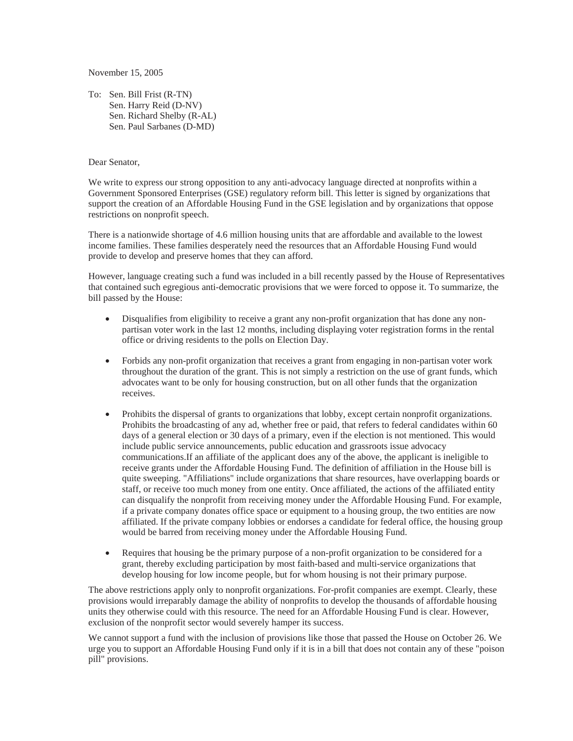November 15, 2005

To: Sen. Bill Frist (R-TN)
Sen. Harry Reid (D-NV)
Sen. Richard Shelby (R-AL)
Sen. Paul Sarbanes (D-MD)

Dear Senator,

We write to express our strong opposition to any anti-advocacy language directed at nonprofits within a Government Sponsored Enterprises (GSE) regulatory reform bill. This letter is signed by organizations that support the creation of an Affordable Housing Fund in the GSE legislation and by organizations that oppose restrictions on nonprofit speech.

There is a nationwide shortage of 4.6 million housing units that are affordable and available to the lowest income families. These families desperately need the resources that an Affordable Housing Fund would provide to develop and preserve homes that they can afford.

However, language creating such a fund was included in a bill recently passed by the House of Representatives that contained such egregious anti-democratic provisions that we were forced to oppose it. To summarize, the bill passed by the House:

- Disqualifies from eligibility to receive a grant any non-profit organization that has done any non-partisan voter work in the last 12 months, including displaying voter registration forms in the rental office or driving residents to the polls on Election Day.
- Forbids any non-profit organization that receives a grant from engaging in non-partisan voter work throughout the duration of the grant. This is not simply a restriction on the use of grant funds, which advocates want to be only for housing construction, but on all other funds that the organization receives.
- Prohibits the dispersal of grants to organizations that lobby, except certain nonprofit organizations. Prohibits the broadcasting of any ad, whether free or paid, that refers to federal candidates within 60 days of a general election or 30 days of a primary, even if the election is not mentioned. This would include public service announcements, public education and grassroots issue advocacy communications.If an affiliate of the applicant does any of the above, the applicant is ineligible to receive grants under the Affordable Housing Fund. The definition of affiliation in the House bill is quite sweeping. "Affiliations" include organizations that share resources, have overlapping boards or staff, or receive too much money from one entity. Once affiliated, the actions of the affiliated entity can disqualify the nonprofit from receiving money under the Affordable Housing Fund. For example, if a private company donates office space or equipment to a housing group, the two entities are now affiliated. If the private company lobbies or endorses a candidate for federal office, the housing group would be barred from receiving money under the Affordable Housing Fund.
- Requires that housing be the primary purpose of a non-profit organization to be considered for a grant, thereby excluding participation by most faith-based and multi-service organizations that develop housing for low income people, but for whom housing is not their primary purpose.

The above restrictions apply only to nonprofit organizations. For-profit companies are exempt. Clearly, these provisions would irreparably damage the ability of nonprofits to develop the thousands of affordable housing units they otherwise could with this resource. The need for an Affordable Housing Fund is clear. However, exclusion of the nonprofit sector would severely hamper its success.

We cannot support a fund with the inclusion of provisions like those that passed the House on October 26. We urge you to support an Affordable Housing Fund only if it is in a bill that does not contain any of these "poison pill" provisions.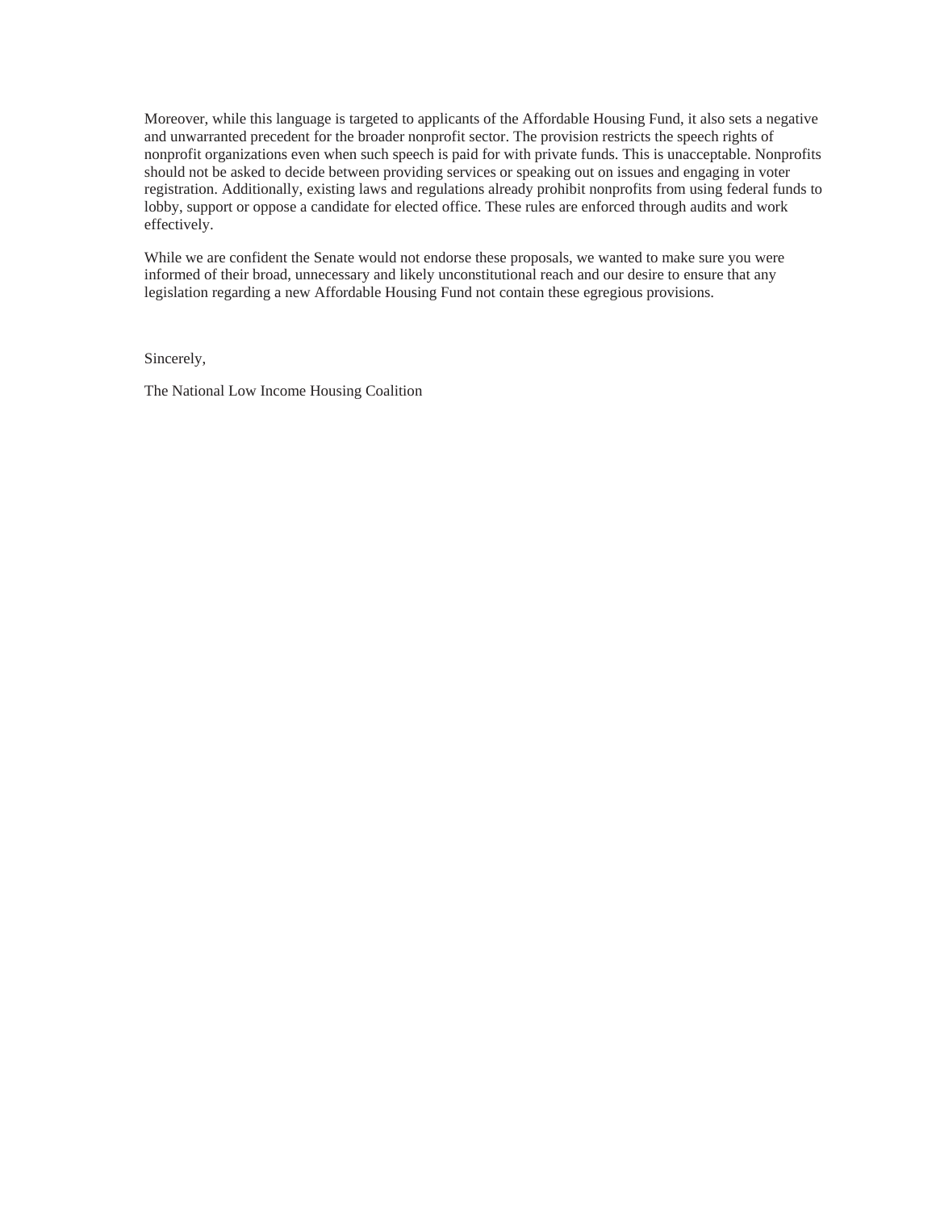Moreover, while this language is targeted to applicants of the Affordable Housing Fund, it also sets a negative and unwarranted precedent for the broader nonprofit sector. The provision restricts the speech rights of nonprofit organizations even when such speech is paid for with private funds. This is unacceptable. Nonprofits should not be asked to decide between providing services or speaking out on issues and engaging in voter registration. Additionally, existing laws and regulations already prohibit nonprofits from using federal funds to lobby, support or oppose a candidate for elected office. These rules are enforced through audits and work effectively.

While we are confident the Senate would not endorse these proposals, we wanted to make sure you were informed of their broad, unnecessary and likely unconstitutional reach and our desire to ensure that any legislation regarding a new Affordable Housing Fund not contain these egregious provisions.

Sincerely,

The National Low Income Housing Coalition